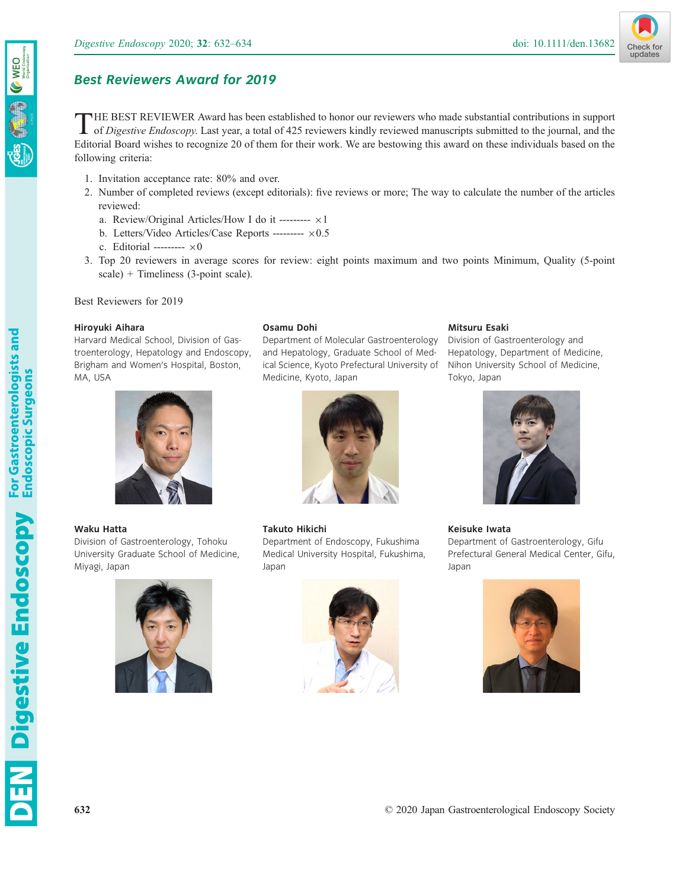## Best Reviewers Award for 2019

THE BEST REVIEWER Award has been established to honor our reviewers who made substantial contributions in support of *Digestive Endoscopy*. Last year, a total of 425 reviewers kindly reviewed manuscripts submitted to the journal, and the Editorial Board wishes to recognize 20 of them for their work. We are bestowing this award on these individuals based on the following criteria:

1. Invitation acceptance rate: 80% and over.
2. Number of completed reviews (except editorials): five reviews or more; The way to calculate the number of the articles reviewed:
   a. Review/Original Articles/How I do it --------- ×1
   b. Letters/Video Articles/Case Reports --------- ×0.5
   c. Editorial --------- ×0
3. Top 20 reviewers in average scores for review: eight points maximum and two points Minimum, Quality (5-point scale) + Timeliness (3-point scale).

Best Reviewers for 2019

**Hiroyuki Aihara**
Harvard Medical School, Division of Gastroenterology, Hepatology and Endoscopy, Brigham and Women's Hospital, Boston, MA, USA

**Osamu Dohi**
Department of Molecular Gastroenterology and Hepatology, Graduate School of Medical Science, Kyoto Prefectural University of Medicine, Kyoto, Japan

**Mitsuru Esaki**
Division of Gastroenterology and Hepatology, Department of Medicine, Nihon University School of Medicine, Tokyo, Japan

**Waku Hatta**
Division of Gastroenterology, Tohoku University Graduate School of Medicine, Miyagi, Japan

**Takuto Hikichi**
Department of Endoscopy, Fukushima Medical University Hospital, Fukushima, Japan

**Keisuke Iwata**
Department of Gastroenterology, Gifu Prefectural General Medical Center, Gifu, Japan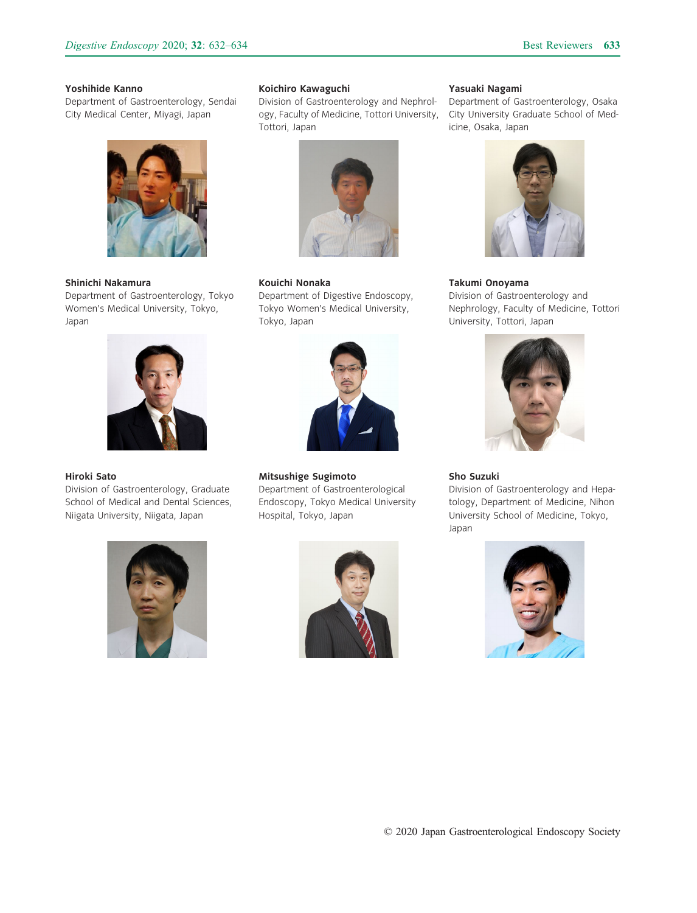**Yoshihide Kanno**
Department of Gastroenterology, Sendai City Medical Center, Miyagi, Japan

**Koichiro Kawaguchi**
Division of Gastroenterology and Nephrology, Faculty of Medicine, Tottori University, Tottori, Japan

**Yasuaki Nagami**
Department of Gastroenterology, Osaka City University Graduate School of Medicine, Osaka, Japan

**Shinichi Nakamura**
Department of Gastroenterology, Tokyo Women's Medical University, Tokyo, Japan

**Kouichi Nonaka**
Department of Digestive Endoscopy, Tokyo Women's Medical University, Tokyo, Japan

**Takumi Onoyama**
Division of Gastroenterology and Nephrology, Faculty of Medicine, Tottori University, Tottori, Japan

**Hiroki Sato**
Division of Gastroenterology, Graduate School of Medical and Dental Sciences, Niigata University, Niigata, Japan

**Mitsushige Sugimoto**
Department of Gastroenterological Endoscopy, Tokyo Medical University Hospital, Tokyo, Japan

**Sho Suzuki**
Division of Gastroenterology and Hepatology, Department of Medicine, Nihon University School of Medicine, Tokyo, Japan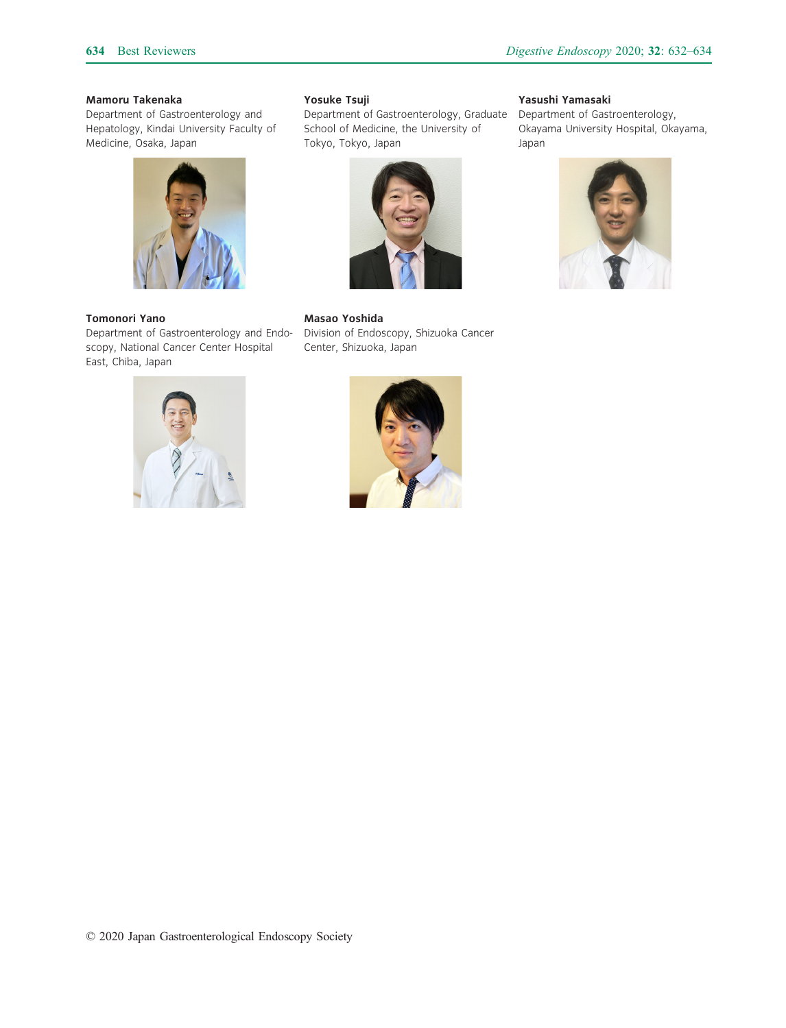**Mamoru Takenaka**
Department of Gastroenterology and Hepatology, Kindai University Faculty of Medicine, Osaka, Japan

**Yosuke Tsuji**
Department of Gastroenterology, Graduate School of Medicine, the University of Tokyo, Tokyo, Japan

**Yasushi Yamasaki**
Department of Gastroenterology, Okayama University Hospital, Okayama, Japan

**Tomonori Yano**
Department of Gastroenterology and Endoscopy, National Cancer Center Hospital East, Chiba, Japan

**Masao Yoshida**
Division of Endoscopy, Shizuoka Cancer Center, Shizuoka, Japan